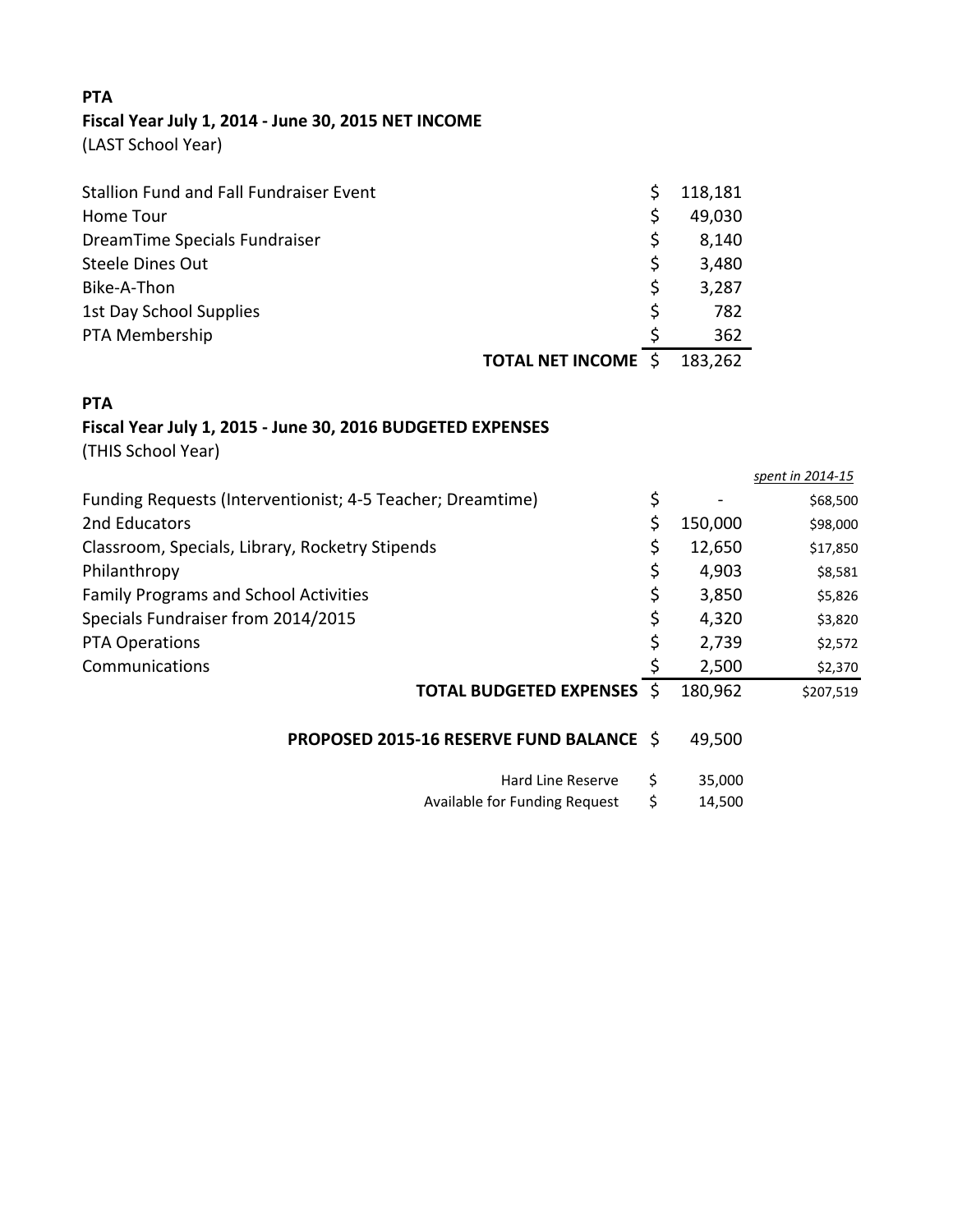**PTA**

**Fiscal Year July 1, 2014 - June 30, 2015 NET INCOME**

(LAST School Year)

| | | |
|---|---|---|
| Stallion Fund and Fall Fundraiser Event | $ | 118,181 |
| Home Tour | $ | 49,030 |
| DreamTime Specials Fundraiser | $ | 8,140 |
| Steele Dines Out | $ | 3,480 |
| Bike-A-Thon | $ | 3,287 |
| 1st Day School Supplies | $ | 782 |
| PTA Membership | $ | 362 |
| **TOTAL NET INCOME** | $ | 183,262 |

**PTA**

**Fiscal Year July 1, 2015 - June 30, 2016 BUDGETED EXPENSES**

(THIS School Year)

| | | | *spent in 2014-15* |
|---|---|---|---|
| Funding Requests (Interventionist; 4-5 Teacher; Dreamtime) | $ | - | $68,500 |
| 2nd Educators | $ | 150,000 | $98,000 |
| Classroom, Specials, Library, Rocketry Stipends | $ | 12,650 | $17,850 |
| Philanthropy | $ | 4,903 | $8,581 |
| Family Programs and School Activities | $ | 3,850 | $5,826 |
| Specials Fundraiser from 2014/2015 | $ | 4,320 | $3,820 |
| PTA Operations | $ | 2,739 | $2,572 |
| Communications | $ | 2,500 | $2,370 |
| **TOTAL BUDGETED EXPENSES** | $ | 180,962 | $207,519 |

| | | |
|---|---|---|
| **PROPOSED 2015-16 RESERVE FUND BALANCE** | $ | 49,500 |
| Hard Line Reserve | $ | 35,000 |
| Available for Funding Request | $ | 14,500 |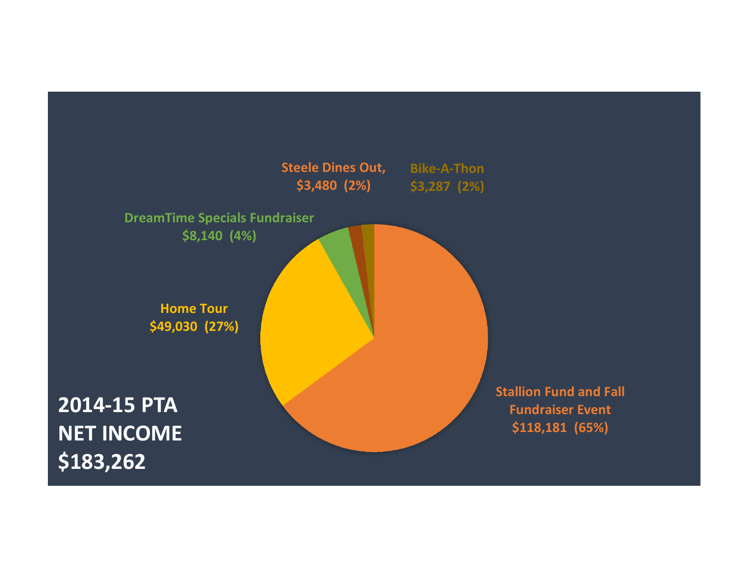**2014-15 PTA NET INCOME $183,262**

Steele Dines Out, $3,480 (2%)

Bike-A-Thon $3,287 (2%)

DreamTime Specials Fundraiser $8,140 (4%)

Home Tour $49,030 (27%)

Stallion Fund and Fall Fundraiser Event $118,181 (65%)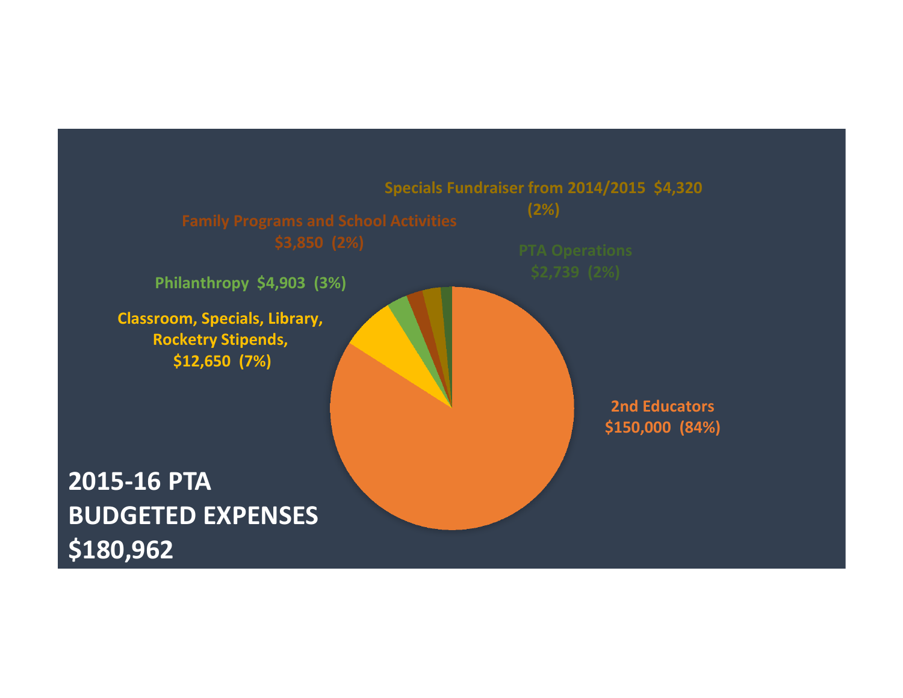Specials Fundraiser from 2014/2015 $4,320 (2%)

Family Programs and School Activities $3,850 (2%)

PTA Operations $2,739 (2%)

Philanthropy $4,903 (3%)

Classroom, Specials, Library, Rocketry Stipends, $12,650 (7%)

2nd Educators $150,000 (84%)

**2015-16 PTA BUDGETED EXPENSES $180,962**